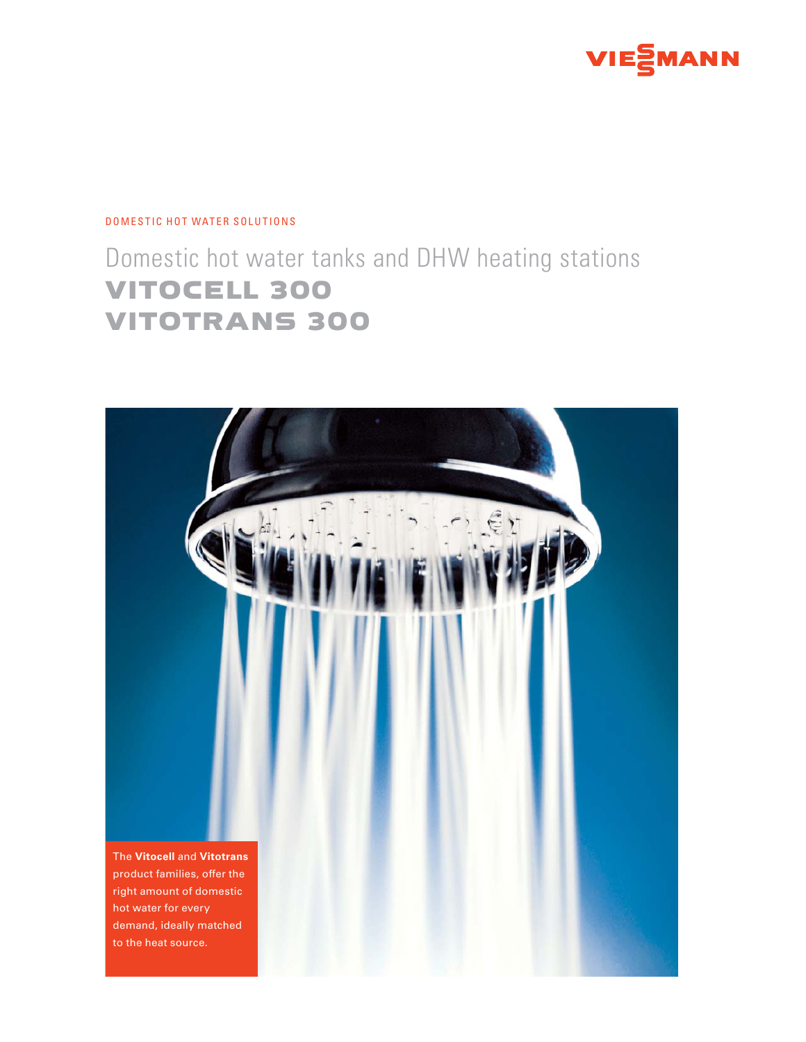VIESSMANN

DOMESTIC HOT WATER SOLUTIONS

# Domestic hot water tanks and DHW heating stations

# VITOCELL 300
# VITOTRANS 300

The **Vitocell** and **Vitotrans** product families, offer the right amount of domestic hot water for every demand, ideally matched to the heat source.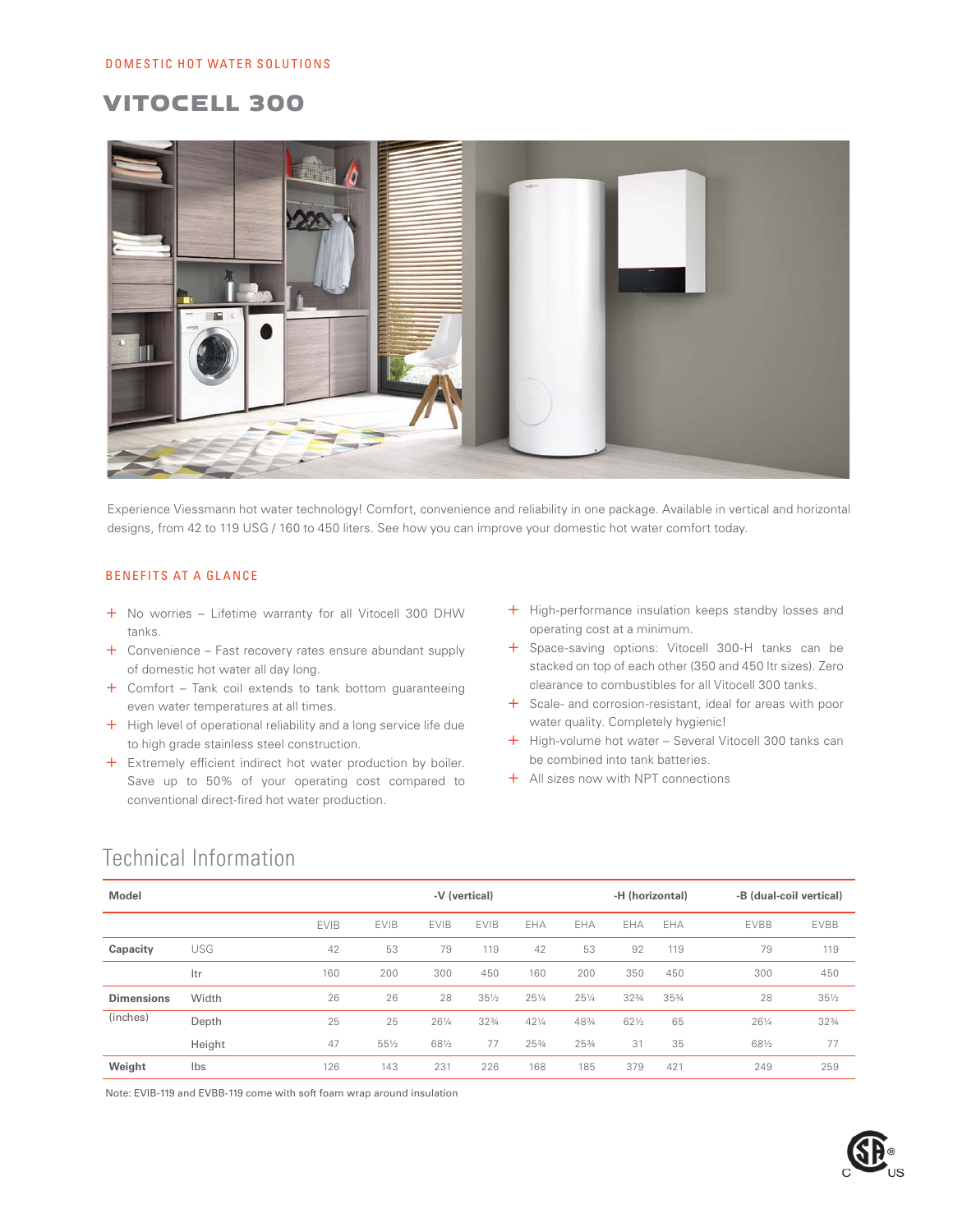DOMESTIC HOT WATER SOLUTIONS

# VITOCELL 300

Experience Viessmann hot water technology! Comfort, convenience and reliability in one package. Available in vertical and horizontal designs, from 42 to 119 USG / 160 to 450 liters. See how you can improve your domestic hot water comfort today.

## BENEFITS AT A GLANCE

+ No worries – Lifetime warranty for all Vitocell 300 DHW tanks.
+ Convenience – Fast recovery rates ensure abundant supply of domestic hot water all day long.
+ Comfort – Tank coil extends to tank bottom guaranteeing even water temperatures at all times.
+ High level of operational reliability and a long service life due to high grade stainless steel construction.
+ Extremely efficient indirect hot water production by boiler. Save up to 50% of your operating cost compared to conventional direct-fired hot water production.
+ High-performance insulation keeps standby losses and operating cost at a minimum.
+ Space-saving options: Vitocell 300-H tanks can be stacked on top of each other (350 and 450 ltr sizes). Zero clearance to combustibles for all Vitocell 300 tanks.
+ Scale- and corrosion-resistant, ideal for areas with poor water quality. Completely hygienic!
+ High-volume hot water – Several Vitocell 300 tanks can be combined into tank batteries.
+ All sizes now with NPT connections

## Technical Information

| Model | | -V (vertical) | | | | -H (horizontal) | | | | -B (dual-coil vertical) | |
|---|---|---|---|---|---|---|---|---|---|---|---|
| | | EVIB | EVIB | EVIB | EVIB | EHA | EHA | EHA | EHA | EVBB | EVBB |
| **Capacity** | USG | 42 | 53 | 79 | 119 | 42 | 53 | 92 | 119 | 79 | 119 |
| | ltr | 160 | 200 | 300 | 450 | 160 | 200 | 350 | 450 | 300 | 450 |
| **Dimensions** (inches) | Width | 26 | 26 | 28 | 35½ | 25¼ | 25¼ | 32¾ | 35¾ | 28 | 35½ |
| | Depth | 25 | 25 | 26¼ | 32¾ | 42¼ | 48¾ | 62½ | 65 | 26¼ | 32¾ |
| | Height | 47 | 55½ | 68½ | 77 | 25¾ | 25¾ | 31 | 35 | 68½ | 77 |
| **Weight** | lbs | 126 | 143 | 231 | 226 | 168 | 185 | 379 | 421 | 249 | 259 |

Note: EVIB-119 and EVBB-119 come with soft foam wrap around insulation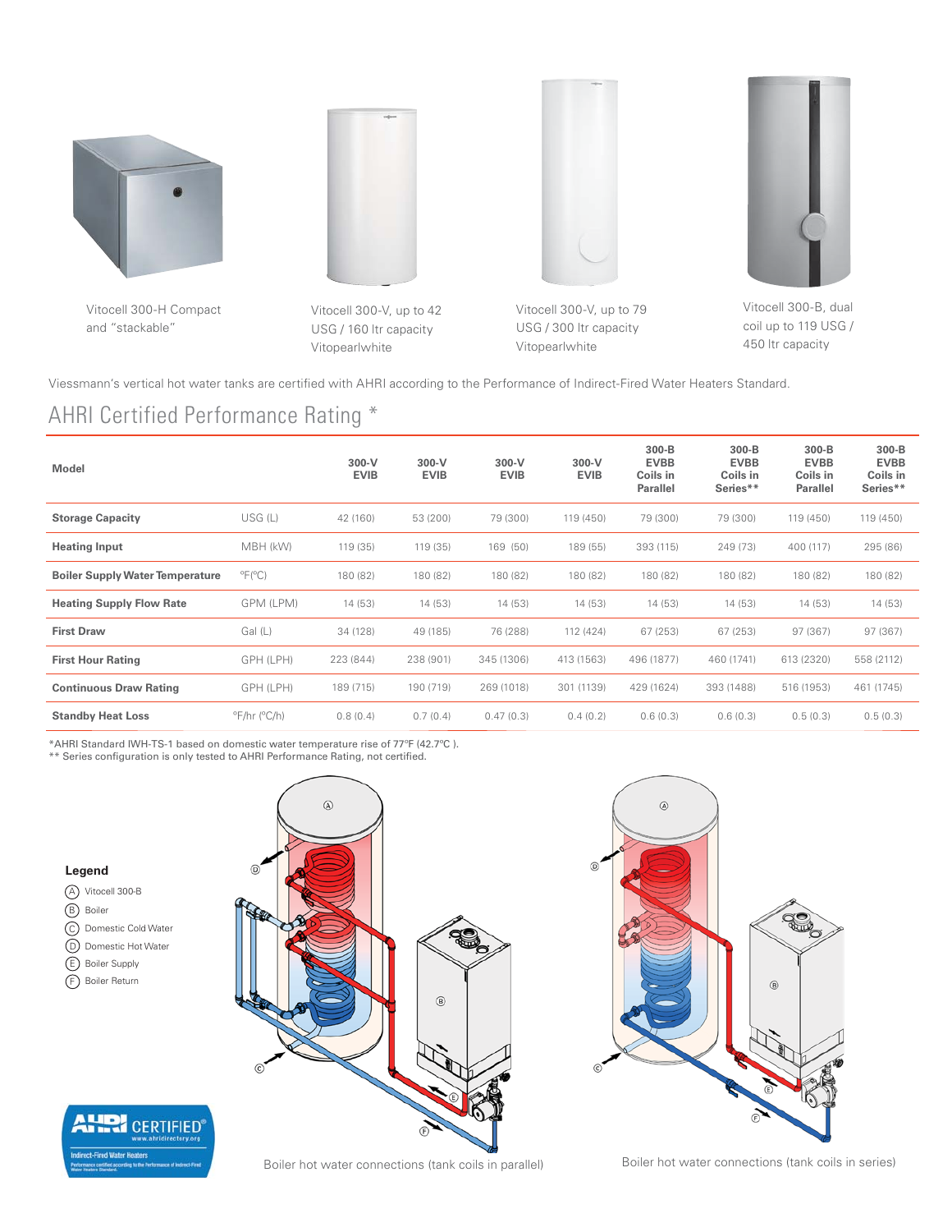Vitocell 300-H Compact and “stackable”

Vitocell 300-V, up to 42 USG / 160 ltr capacity Vitopearlwhite

Vitocell 300-V, up to 79 USG / 300 ltr capacity Vitopearlwhite

Vitocell 300-B, dual coil up to 119 USG / 450 ltr capacity

Viessmann’s vertical hot water tanks are certified with AHRI according to the Performance of Indirect-Fired Water Heaters Standard.

## AHRI Certified Performance Rating *

| Model | | 300-V EVIB | 300-V EVIB | 300-V EVIB | 300-V EVIB | 300-B EVBB Coils in Parallel | 300-B EVBB Coils in Series** | 300-B EVBB Coils in Parallel | 300-B EVBB Coils in Series** |
|---|---|---|---|---|---|---|---|---|---|
| **Storage Capacity** | USG (L) | 42 (160) | 53 (200) | 79 (300) | 119 (450) | 79 (300) | 79 (300) | 119 (450) | 119 (450) |
| **Heating Input** | MBH (kW) | 119 (35) | 119 (35) | 169 (50) | 189 (55) | 393 (115) | 249 (73) | 400 (117) | 295 (86) |
| **Boiler Supply Water Temperature** | °F(°C) | 180 (82) | 180 (82) | 180 (82) | 180 (82) | 180 (82) | 180 (82) | 180 (82) | 180 (82) |
| **Heating Supply Flow Rate** | GPM (LPM) | 14 (53) | 14 (53) | 14 (53) | 14 (53) | 14 (53) | 14 (53) | 14 (53) | 14 (53) |
| **First Draw** | Gal (L) | 34 (128) | 49 (185) | 76 (288) | 112 (424) | 67 (253) | 67 (253) | 97 (367) | 97 (367) |
| **First Hour Rating** | GPH (LPH) | 223 (844) | 238 (901) | 345 (1306) | 413 (1563) | 496 (1877) | 460 (1741) | 613 (2320) | 558 (2112) |
| **Continuous Draw Rating** | GPH (LPH) | 189 (715) | 190 (719) | 269 (1018) | 301 (1139) | 429 (1624) | 393 (1488) | 516 (1953) | 461 (1745) |
| **Standby Heat Loss** | °F/hr (°C/h) | 0.8 (0.4) | 0.7 (0.4) | 0.47 (0.3) | 0.4 (0.2) | 0.6 (0.3) | 0.6 (0.3) | 0.5 (0.3) | 0.5 (0.3) |

*AHRI Standard IWH-TS-1 based on domestic water temperature rise of 77°F (42.7°C ).
** Series configuration is only tested to AHRI Performance Rating, not certified.

**Legend**

- (A) Vitocell 300-B
- (B) Boiler
- (C) Domestic Cold Water
- (D) Domestic Hot Water
- (E) Boiler Supply
- (F) Boiler Return

Boiler hot water connections (tank coils in parallel)

Boiler hot water connections (tank coils in series)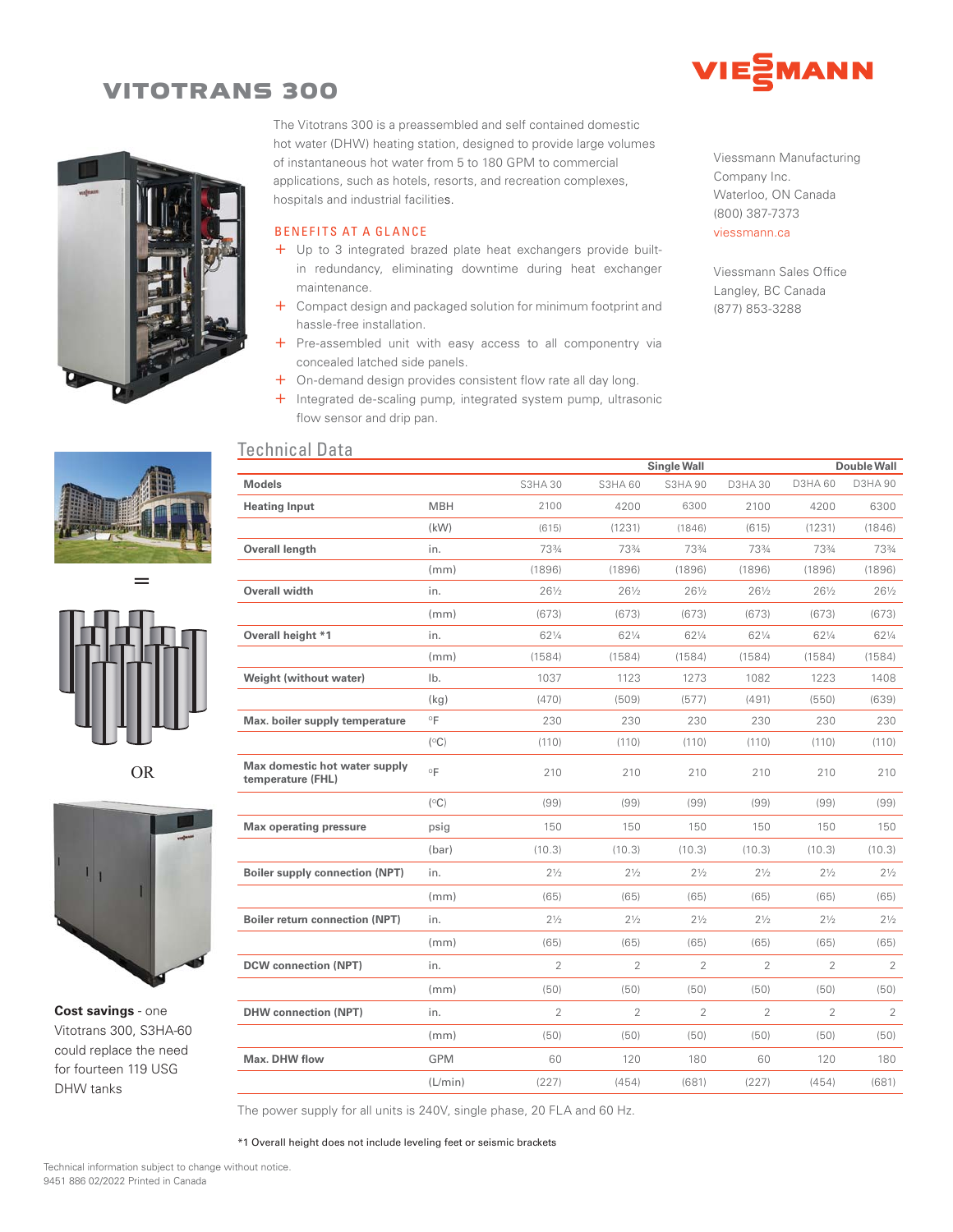# VITOTRANS 300

The Vitotrans 300 is a preassembled and self contained domestic hot water (DHW) heating station, designed to provide large volumes of instantaneous hot water from 5 to 180 GPM to commercial applications, such as hotels, resorts, and recreation complexes, hospitals and industrial facilities.

## BENEFITS AT A GLANCE

- Up to 3 integrated brazed plate heat exchangers provide built-in redundancy, eliminating downtime during heat exchanger maintenance.
- Compact design and packaged solution for minimum footprint and hassle-free installation.
- Pre-assembled unit with easy access to all componentry via concealed latched side panels.
- On-demand design provides consistent flow rate all day long.
- Integrated de-scaling pump, integrated system pump, ultrasonic flow sensor and drip pan.

Viessmann Manufacturing Company Inc.
Waterloo, ON Canada
(800) 387-7373
viessmann.ca

Viessmann Sales Office
Langley, BC Canada
(877) 853-3288

=

OR

**Cost savings** - one Vitotrans 300, S3HA-60 could replace the need for fourteen 119 USG DHW tanks

## Technical Data

| | | Single Wall | | | Double Wall | | |
|---|---|---|---|---|---|---|---|
| **Models** | | S3HA 30 | S3HA 60 | S3HA 90 | D3HA 30 | D3HA 60 | D3HA 90 |
| **Heating Input** | MBH | 2100 | 4200 | 6300 | 2100 | 4200 | 6300 |
| | (kW) | (615) | (1231) | (1846) | (615) | (1231) | (1846) |
| **Overall length** | in. | 73¾ | 73¾ | 73¾ | 73¾ | 73¾ | 73¾ |
| | (mm) | (1896) | (1896) | (1896) | (1896) | (1896) | (1896) |
| **Overall width** | in. | 26½ | 26½ | 26½ | 26½ | 26½ | 26½ |
| | (mm) | (673) | (673) | (673) | (673) | (673) | (673) |
| **Overall height *1** | in. | 62¼ | 62¼ | 62¼ | 62¼ | 62¼ | 62¼ |
| | (mm) | (1584) | (1584) | (1584) | (1584) | (1584) | (1584) |
| **Weight (without water)** | lb. | 1037 | 1123 | 1273 | 1082 | 1223 | 1408 |
| | (kg) | (470) | (509) | (577) | (491) | (550) | (639) |
| **Max. boiler supply temperature** | °F | 230 | 230 | 230 | 230 | 230 | 230 |
| | (°C) | (110) | (110) | (110) | (110) | (110) | (110) |
| **Max domestic hot water supply temperature (FHL)** | °F | 210 | 210 | 210 | 210 | 210 | 210 |
| | (°C) | (99) | (99) | (99) | (99) | (99) | (99) |
| **Max operating pressure** | psig | 150 | 150 | 150 | 150 | 150 | 150 |
| | (bar) | (10.3) | (10.3) | (10.3) | (10.3) | (10.3) | (10.3) |
| **Boiler supply connection (NPT)** | in. | 2½ | 2½ | 2½ | 2½ | 2½ | 2½ |
| | (mm) | (65) | (65) | (65) | (65) | (65) | (65) |
| **Boiler return connection (NPT)** | in. | 2½ | 2½ | 2½ | 2½ | 2½ | 2½ |
| | (mm) | (65) | (65) | (65) | (65) | (65) | (65) |
| **DCW connection (NPT)** | in. | 2 | 2 | 2 | 2 | 2 | 2 |
| | (mm) | (50) | (50) | (50) | (50) | (50) | (50) |
| **DHW connection (NPT)** | in. | 2 | 2 | 2 | 2 | 2 | 2 |
| | (mm) | (50) | (50) | (50) | (50) | (50) | (50) |
| **Max. DHW flow** | GPM | 60 | 120 | 180 | 60 | 120 | 180 |
| | (L/min) | (227) | (454) | (681) | (227) | (454) | (681) |

The power supply for all units is 240V, single phase, 20 FLA and 60 Hz.

*1 Overall height does not include leveling feet or seismic brackets

Technical information subject to change without notice.
9451 886 02/2022 Printed in Canada